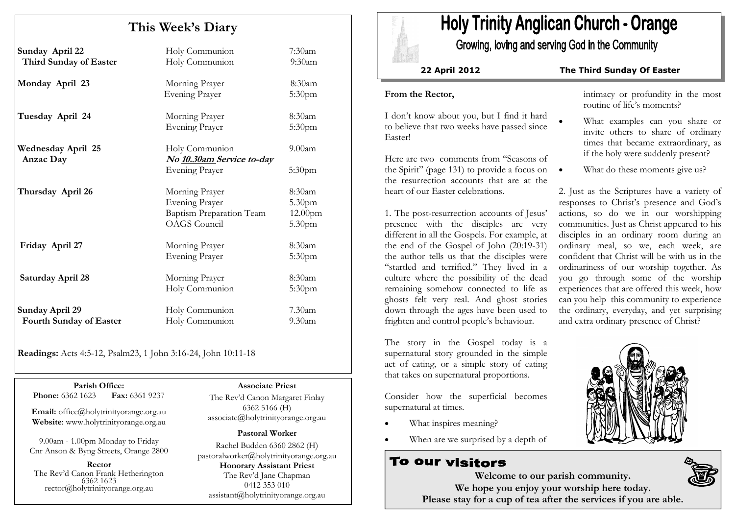# This Week's Diary

| | | |
|---|---|---|
| **Sunday April 22** | Holy Communion | 7:30am |
| **Third Sunday of Easter** | Holy Communion | 9:30am |
| **Monday April 23** | Morning Prayer | 8:30am |
| | Evening Prayer | 5:30pm |
| **Tuesday April 24** | Morning Prayer | 8:30am |
| | Evening Prayer | 5:30pm |
| **Wednesday April 25** | Holy Communion | 9.00am |
| **Anzac Day** | ***No 10.30am Service to-day*** | |
| | Evening Prayer | 5:30pm |
| **Thursday April 26** | Morning Prayer | 8:30am |
| | Evening Prayer | 5.30pm |
| | Baptism Preparation Team | 12.00pm |
| | OAGS Council | 5.30pm |
| **Friday April 27** | Morning Prayer | 8:30am |
| | Evening Prayer | 5:30pm |
| **Saturday April 28** | Morning Prayer | 8:30am |
| | Holy Communion | 5:30pm |
| **Sunday April 29** | Holy Communion | 7.30am |
| **Fourth Sunday of Easter** | Holy Communion | 9.30am |

**Readings:** Acts 4:5-12, Psalm23, 1 John 3:16-24, John 10:11-18

**Parish Office:**
**Phone:** 6362 1623 **Fax:** 6361 9237

**Email:** office@holytrinityorange.org.au
**Website**: www.holytrinityorange.org.au

9.00am - 1.00pm Monday to Friday
Cnr Anson & Byng Streets, Orange 2800

**Rector**
The Rev'd Canon Frank Hetherington
6362 1623
rector@holytrinityorange.org.au

**Associate Priest**
The Rev'd Canon Margaret Finlay
6362 5166 (H)
associate@holytrinityorange.org.au

**Pastoral Worker**
Rachel Budden 6360 2862 (H)
pastoralworker@holytrinityorange.org.au

**Honorary Assistant Priest**
The Rev'd Jane Chapman
0412 353 010
assistant@holytrinityorange.org.au

# Holy Trinity Anglican Church - Orange

Growing, loving and serving God in the Community

**22 April 2012** **The Third Sunday Of Easter**

**From the Rector,**

I don't know about you, but I find it hard to believe that two weeks have passed since Easter!

Here are two comments from "Seasons of the Spirit" (page 131) to provide a focus on the resurrection accounts that are at the heart of our Easter celebrations.

1. The post-resurrection accounts of Jesus' presence with the disciples are very different in all the Gospels. For example, at the end of the Gospel of John (20:19-31) the author tells us that the disciples were "startled and terrified." They lived in a culture where the possibility of the dead remaining somehow connected to life as ghosts felt very real. And ghost stories down through the ages have been used to frighten and control people's behaviour.

The story in the Gospel today is a supernatural story grounded in the simple act of eating, or a simple story of eating that takes on supernatural proportions.

Consider how the superficial becomes supernatural at times.

- What inspires meaning?
- When are we surprised by a depth of intimacy or profundity in the most routine of life's moments?
- What examples can you share or invite others to share of ordinary times that became extraordinary, as if the holy were suddenly present?
- What do these moments give us?

2. Just as the Scriptures have a variety of responses to Christ's presence and God's actions, so do we in our worshipping communities. Just as Christ appeared to his disciples in an ordinary room during an ordinary meal, so we, each week, are confident that Christ will be with us in the ordinariness of our worship together. As you go through some of the worship experiences that are offered this week, how can you help this community to experience the ordinary, everyday, and yet surprising and extra ordinary presence of Christ?

## To our visitors

**Welcome to our parish community.**
**We hope you enjoy your worship here today.**
**Please stay for a cup of tea after the services if you are able.**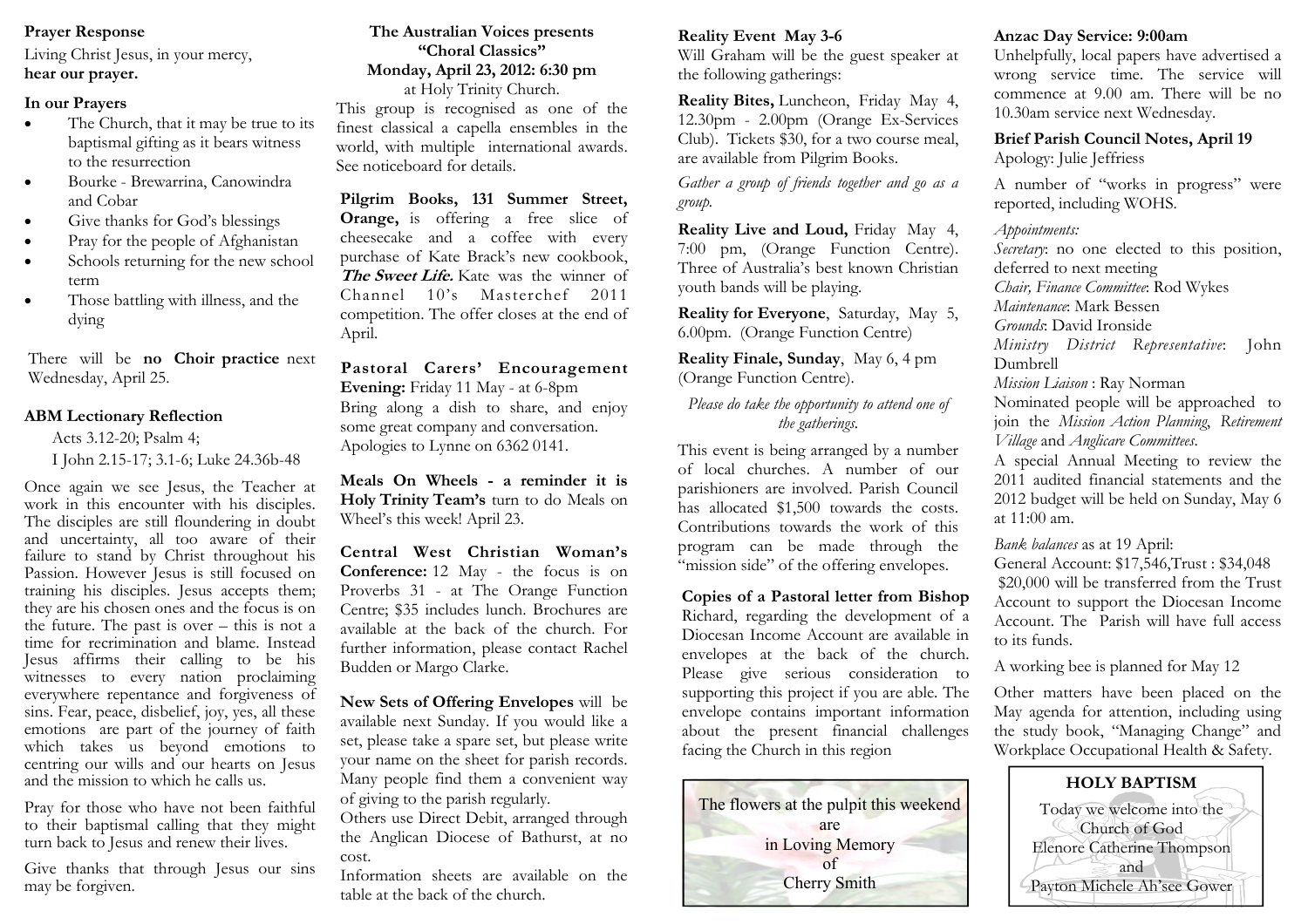**Prayer Response**

Living Christ Jesus, in your mercy,
**hear our prayer.**

**In our Prayers**

- The Church, that it may be true to its baptismal gifting as it bears witness to the resurrection
- Bourke - Brewarrina, Canowindra and Cobar
- Give thanks for God's blessings
- Pray for the people of Afghanistan
- Schools returning for the new school term
- Those battling with illness, and the dying

There will be **no Choir practice** next Wednesday, April 25.

**ABM Lectionary Reflection**

Acts 3.12-20; Psalm 4;
I John 2.15-17; 3.1-6; Luke 24.36b-48

Once again we see Jesus, the Teacher at work in this encounter with his disciples. The disciples are still floundering in doubt and uncertainty, all too aware of their failure to stand by Christ throughout his Passion. However Jesus is still focused on training his disciples. Jesus accepts them; they are his chosen ones and the focus is on the future. The past is over – this is not a time for recrimination and blame. Instead Jesus affirms their calling to be his witnesses to every nation proclaiming everywhere repentance and forgiveness of sins. Fear, peace, disbelief, joy, yes, all these emotions are part of the journey of faith which takes us beyond emotions to centring our wills and our hearts on Jesus and the mission to which he calls us.

Pray for those who have not been faithful to their baptismal calling that they might turn back to Jesus and renew their lives.

Give thanks that through Jesus our sins may be forgiven.

**The Australian Voices presents "Choral Classics" Monday, April 23, 2012: 6:30 pm**
at Holy Trinity Church.

This group is recognised as one of the finest classical a capella ensembles in the world, with multiple international awards. See noticeboard for details.

**Pilgrim Books, 131 Summer Street, Orange,** is offering a free slice of cheesecake and a coffee with every purchase of Kate Brack's new cookbook, ***The Sweet Life.*** Kate was the winner of Channel 10's Masterchef 2011 competition. The offer closes at the end of April.

**Pastoral Carers' Encouragement Evening:** Friday 11 May - at 6-8pm
Bring along a dish to share, and enjoy some great company and conversation. Apologies to Lynne on 6362 0141.

**Meals On Wheels - a reminder it is Holy Trinity Team's** turn to do Meals on Wheel's this week! April 23.

**Central West Christian Woman's Conference:** 12 May - the focus is on Proverbs 31 - at The Orange Function Centre; $35 includes lunch. Brochures are available at the back of the church. For further information, please contact Rachel Budden or Margo Clarke.

**New Sets of Offering Envelopes** will be available next Sunday. If you would like a set, please take a spare set, but please write your name on the sheet for parish records. Many people find them a convenient way of giving to the parish regularly.
Others use Direct Debit, arranged through the Anglican Diocese of Bathurst, at no cost.
Information sheets are available on the table at the back of the church.

**Reality Event May 3-6**
Will Graham will be the guest speaker at the following gatherings:

**Reality Bites,** Luncheon, Friday May 4, 12.30pm - 2.00pm (Orange Ex-Services Club). Tickets $30, for a two course meal, are available from Pilgrim Books.

*Gather a group of friends together and go as a group.*

**Reality Live and Loud,** Friday May 4, 7:00 pm, (Orange Function Centre). Three of Australia's best known Christian youth bands will be playing.

**Reality for Everyone**, Saturday, May 5, 6.00pm. (Orange Function Centre)

**Reality Finale, Sunday**, May 6, 4 pm (Orange Function Centre).

*Please do take the opportunity to attend one of the gatherings.*

This event is being arranged by a number of local churches. A number of our parishioners are involved. Parish Council has allocated $1,500 towards the costs. Contributions towards the work of this program can be made through the "mission side" of the offering envelopes.

**Copies of a Pastoral letter from Bishop** Richard, regarding the development of a Diocesan Income Account are available in envelopes at the back of the church. Please give serious consideration to supporting this project if you are able. The envelope contains important information about the present financial challenges facing the Church in this region

The flowers at the pulpit this weekend
are
in Loving Memory
of
Cherry Smith

**Anzac Day Service: 9:00am**
Unhelpfully, local papers have advertised a wrong service time. The service will commence at 9.00 am. There will be no 10.30am service next Wednesday.

**Brief Parish Council Notes, April 19**
Apology: Julie Jeffriess

A number of "works in progress" were reported, including WOHS.

*Appointments:*
*Secretary*: no one elected to this position, deferred to next meeting
*Chair, Finance Committee*: Rod Wykes
*Maintenance*: Mark Bessen
*Grounds*: David Ironside
*Ministry District Representative*: John Dumbrell
*Mission Liaison* : Ray Norman
Nominated people will be approached to join the *Mission Action Planning*, *Retirement Village* and *Anglicare Committees*.
A special Annual Meeting to review the 2011 audited financial statements and the 2012 budget will be held on Sunday, May 6 at 11:00 am.

*Bank balances* as at 19 April:
General Account: $17,546,Trust : $34,048
$20,000 will be transferred from the Trust Account to support the Diocesan Income Account. The Parish will have full access to its funds.

A working bee is planned for May 12

Other matters have been placed on the May agenda for attention, including using the study book, "Managing Change" and Workplace Occupational Health & Safety.

**HOLY BAPTISM**

Today we welcome into the
Church of God
Elenore Catherine Thompson
and
Payton Michele Ah'see Gower